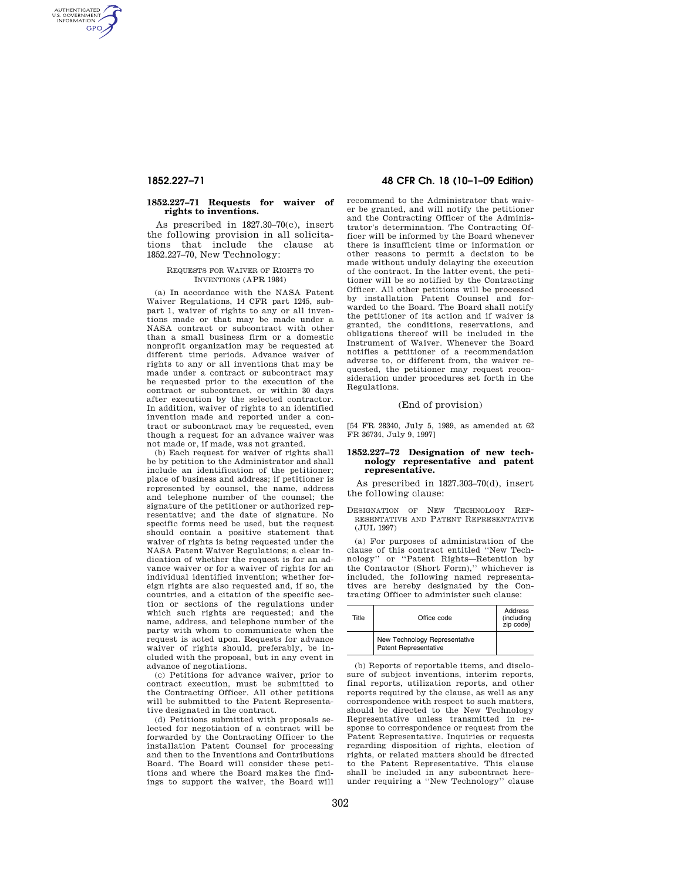### 1852.227–71 Requests for waiver of rights to inventions.

As prescribed in 1827.30–70(c), insert the following provision in all solicitations that include the clause at 1852.227–70, New Technology:

REQUESTS FOR WAIVER OF RIGHTS TO INVENTIONS (APR 1984)

(a) In accordance with the NASA Patent Waiver Regulations, 14 CFR part 1245, subpart 1, waiver of rights to any or all inventions made or that may be made under a NASA contract or subcontract with other than a small business firm or a domestic nonprofit organization may be requested at different time periods. Advance waiver of rights to any or all inventions that may be made under a contract or subcontract may be requested prior to the execution of the contract or subcontract, or within 30 days after execution by the selected contractor. In addition, waiver of rights to an identified invention made and reported under a contract or subcontract may be requested, even though a request for an advance waiver was not made or, if made, was not granted.

(b) Each request for waiver of rights shall be by petition to the Administrator and shall include an identification of the petitioner; place of business and address; if petitioner is represented by counsel, the name, address and telephone number of the counsel; the signature of the petitioner or authorized representative; and the date of signature. No specific forms need be used, but the request should contain a positive statement that waiver of rights is being requested under the NASA Patent Waiver Regulations; a clear indication of whether the request is for an advance waiver or for a waiver of rights for an individual identified invention; whether foreign rights are also requested and, if so, the countries, and a citation of the specific section or sections of the regulations under which such rights are requested; and the name, address, and telephone number of the party with whom to communicate when the request is acted upon. Requests for advance waiver of rights should, preferably, be included with the proposal, but in any event in advance of negotiations.

(c) Petitions for advance waiver, prior to contract execution, must be submitted to the Contracting Officer. All other petitions will be submitted to the Patent Representative designated in the contract.

(d) Petitions submitted with proposals selected for negotiation of a contract will be forwarded by the Contracting Officer to the installation Patent Counsel for processing and then to the Inventions and Contributions Board. The Board will consider these petitions and where the Board makes the findings to support the waiver, the Board will recommend to the Administrator that waiver be granted, and will notify the petitioner and the Contracting Officer of the Administrator's determination. The Contracting Officer will be informed by the Board whenever there is insufficient time or information or other reasons to permit a decision to be made without unduly delaying the execution of the contract. In the latter event, the petitioner will be so notified by the Contracting Officer. All other petitions will be processed by installation Patent Counsel and forwarded to the Board. The Board shall notify the petitioner of its action and if waiver is granted, the conditions, reservations, and obligations thereof will be included in the Instrument of Waiver. Whenever the Board notifies a petitioner of a recommendation adverse to, or different from, the waiver requested, the petitioner may request reconsideration under procedures set forth in the Regulations.

(End of provision)

[54 FR 28340, July 5, 1989, as amended at 62 FR 36734, July 9, 1997]

### 1852.227–72 Designation of new technology representative and patent representative.

As prescribed in 1827.303–70(d), insert the following clause:

DESIGNATION OF NEW TECHNOLOGY REPRESENTATIVE AND PATENT REPRESENTATIVE (JUL 1997)

(a) For purposes of administration of the clause of this contract entitled ''New Technology'' or ''Patent Rights—Retention by the Contractor (Short Form),'' whichever is included, the following named representatives are hereby designated by the Contracting Officer to administer such clause:

| Title | Office code | Address (including zip code) |
|---|---|---|
| | New Technology Representative<br>Patent Representative | |

(b) Reports of reportable items, and disclosure of subject inventions, interim reports, final reports, utilization reports, and other reports required by the clause, as well as any correspondence with respect to such matters, should be directed to the New Technology Representative unless transmitted in response to correspondence or request from the Patent Representative. Inquiries or requests regarding disposition of rights, election of rights, or related matters should be directed to the Patent Representative. This clause shall be included in any subcontract hereunder requiring a ''New Technology'' clause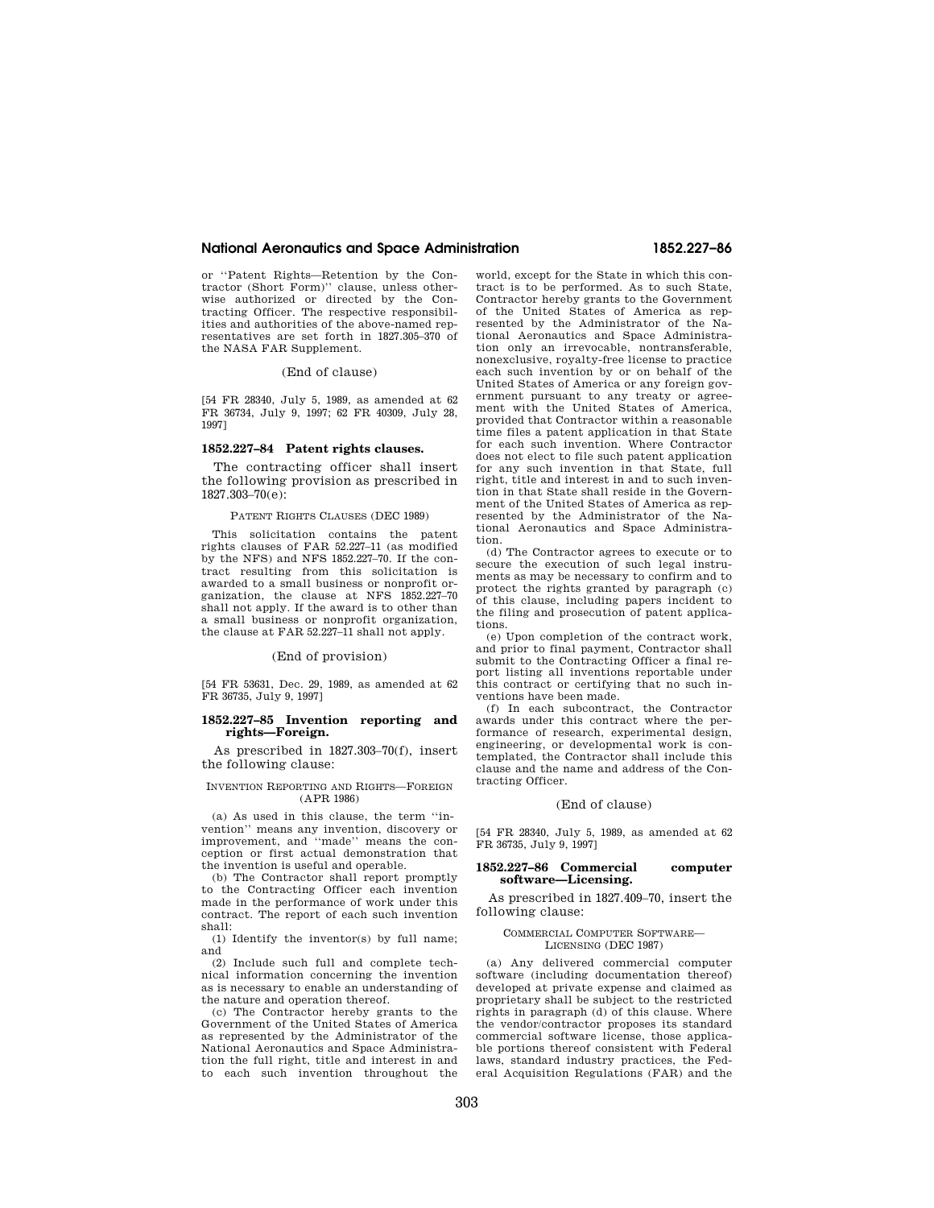or ''Patent Rights—Retention by the Contractor (Short Form)'' clause, unless otherwise authorized or directed by the Contracting Officer. The respective responsibilities and authorities of the above-named representatives are set forth in 1827.305–370 of the NASA FAR Supplement.

(End of clause)

[54 FR 28340, July 5, 1989, as amended at 62 FR 36734, July 9, 1997; 62 FR 40309, July 28, 1997]

### 1852.227–84 Patent rights clauses.

The contracting officer shall insert the following provision as prescribed in 1827.303–70(e):

PATENT RIGHTS CLAUSES (DEC 1989)

This solicitation contains the patent rights clauses of FAR 52.227–11 (as modified by the NFS) and NFS 1852.227–70. If the contract resulting from this solicitation is awarded to a small business or nonprofit organization, the clause at NFS 1852.227–70 shall not apply. If the award is to other than a small business or nonprofit organization, the clause at FAR 52.227–11 shall not apply.

(End of provision)

[54 FR 53631, Dec. 29, 1989, as amended at 62 FR 36735, July 9, 1997]

### 1852.227–85 Invention reporting and rights—Foreign.

As prescribed in 1827.303–70(f), insert the following clause:

INVENTION REPORTING AND RIGHTS—FOREIGN (APR 1986)

(a) As used in this clause, the term ''invention'' means any invention, discovery or improvement, and ''made'' means the conception or first actual demonstration that the invention is useful and operable.

(b) The Contractor shall report promptly to the Contracting Officer each invention made in the performance of work under this contract. The report of each such invention shall:

(1) Identify the inventor(s) by full name; and

(2) Include such full and complete technical information concerning the invention as is necessary to enable an understanding of the nature and operation thereof.

(c) The Contractor hereby grants to the Government of the United States of America as represented by the Administrator of the National Aeronautics and Space Administration the full right, title and interest in and to each such invention throughout the world, except for the State in which this contract is to be performed. As to such State, Contractor hereby grants to the Government of the United States of America as represented by the Administrator of the National Aeronautics and Space Administration only an irrevocable, nontransferable, nonexclusive, royalty-free license to practice each such invention by or on behalf of the United States of America or any foreign government pursuant to any treaty or agreement with the United States of America, provided that Contractor within a reasonable time files a patent application in that State for each such invention. Where Contractor does not elect to file such patent application for any such invention in that State, full right, title and interest in and to such invention in that State shall reside in the Government of the United States of America as represented by the Administrator of the National Aeronautics and Space Administration.

(d) The Contractor agrees to execute or to secure the execution of such legal instruments as may be necessary to confirm and to protect the rights granted by paragraph (c) of this clause, including papers incident to the filing and prosecution of patent applications.

(e) Upon completion of the contract work, and prior to final payment, Contractor shall submit to the Contracting Officer a final report listing all inventions reportable under this contract or certifying that no such inventions have been made.

(f) In each subcontract, the Contractor awards under this contract where the performance of research, experimental design, engineering, or developmental work is contemplated, the Contractor shall include this clause and the name and address of the Contracting Officer.

(End of clause)

[54 FR 28340, July 5, 1989, as amended at 62 FR 36735, July 9, 1997]

### 1852.227–86 Commercial computer software—Licensing.

As prescribed in 1827.409–70, insert the following clause:

COMMERCIAL COMPUTER SOFTWARE—LICENSING (DEC 1987)

(a) Any delivered commercial computer software (including documentation thereof) developed at private expense and claimed as proprietary shall be subject to the restricted rights in paragraph (d) of this clause. Where the vendor/contractor proposes its standard commercial software license, those applicable portions thereof consistent with Federal laws, standard industry practices, the Federal Acquisition Regulations (FAR) and the